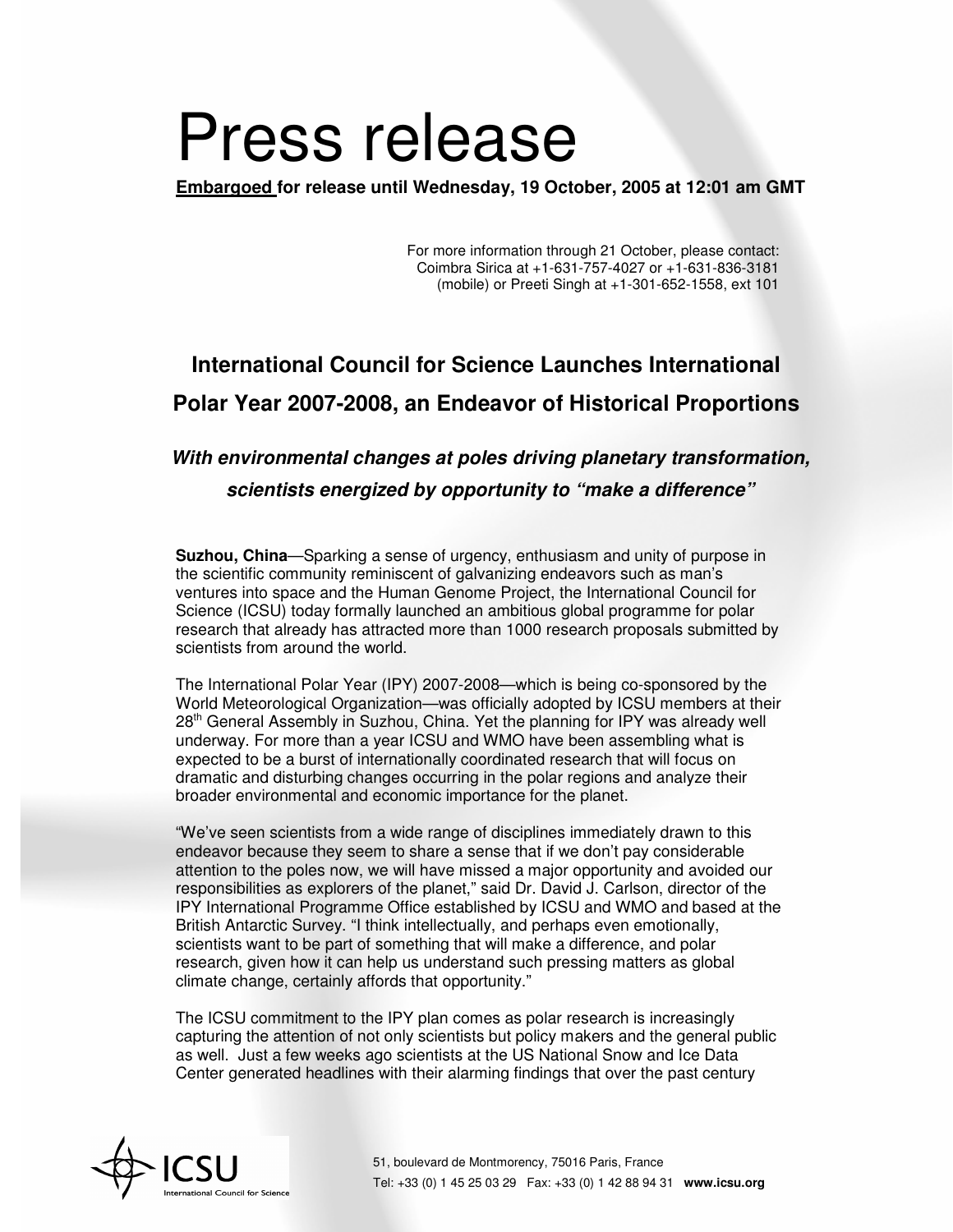# Press release

**<u>Embargoed</u> for release until Wednesday, 19 October, 2005 at 12:01 am GMT**

For more information through 21 October, please contact:
Coimbra Sirica at +1-631-757-4027 or +1-631-836-3181 (mobile) or Preeti Singh at +1-301-652-1558, ext 101

## International Council for Science Launches International Polar Year 2007-2008, an Endeavor of Historical Proportions

### *With environmental changes at poles driving planetary transformation, scientists energized by opportunity to "make a difference"*

**Suzhou, China**—Sparking a sense of urgency, enthusiasm and unity of purpose in the scientific community reminiscent of galvanizing endeavors such as man's ventures into space and the Human Genome Project, the International Council for Science (ICSU) today formally launched an ambitious global programme for polar research that already has attracted more than 1000 research proposals submitted by scientists from around the world.

The International Polar Year (IPY) 2007-2008—which is being co-sponsored by the World Meteorological Organization—was officially adopted by ICSU members at their 28th General Assembly in Suzhou, China. Yet the planning for IPY was already well underway. For more than a year ICSU and WMO have been assembling what is expected to be a burst of internationally coordinated research that will focus on dramatic and disturbing changes occurring in the polar regions and analyze their broader environmental and economic importance for the planet.

"We've seen scientists from a wide range of disciplines immediately drawn to this endeavor because they seem to share a sense that if we don't pay considerable attention to the poles now, we will have missed a major opportunity and avoided our responsibilities as explorers of the planet," said Dr. David J. Carlson, director of the IPY International Programme Office established by ICSU and WMO and based at the British Antarctic Survey. "I think intellectually, and perhaps even emotionally, scientists want to be part of something that will make a difference, and polar research, given how it can help us understand such pressing matters as global climate change, certainly affords that opportunity."

The ICSU commitment to the IPY plan comes as polar research is increasingly capturing the attention of not only scientists but policy makers and the general public as well. Just a few weeks ago scientists at the US National Snow and Ice Data Center generated headlines with their alarming findings that over the past century

51, boulevard de Montmorency, 75016 Paris, France
Tel: +33 (0) 1 45 25 03 29 Fax: +33 (0) 1 42 88 94 31 **www.icsu.org**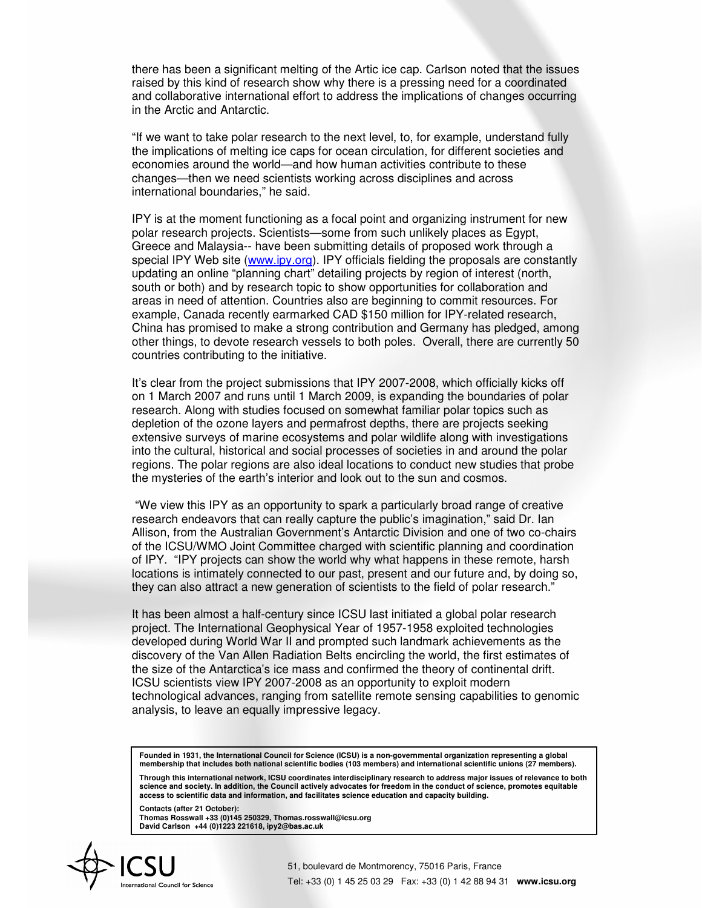there has been a significant melting of the Artic ice cap. Carlson noted that the issues raised by this kind of research show why there is a pressing need for a coordinated and collaborative international effort to address the implications of changes occurring in the Arctic and Antarctic.

"If we want to take polar research to the next level, to, for example, understand fully the implications of melting ice caps for ocean circulation, for different societies and economies around the world—and how human activities contribute to these changes—then we need scientists working across disciplines and across international boundaries," he said.

IPY is at the moment functioning as a focal point and organizing instrument for new polar research projects. Scientists—some from such unlikely places as Egypt, Greece and Malaysia-- have been submitting details of proposed work through a special IPY Web site (www.ipy.org). IPY officials fielding the proposals are constantly updating an online "planning chart" detailing projects by region of interest (north, south or both) and by research topic to show opportunities for collaboration and areas in need of attention. Countries also are beginning to commit resources. For example, Canada recently earmarked CAD $150 million for IPY-related research, China has promised to make a strong contribution and Germany has pledged, among other things, to devote research vessels to both poles. Overall, there are currently 50 countries contributing to the initiative.

It's clear from the project submissions that IPY 2007-2008, which officially kicks off on 1 March 2007 and runs until 1 March 2009, is expanding the boundaries of polar research. Along with studies focused on somewhat familiar polar topics such as depletion of the ozone layers and permafrost depths, there are projects seeking extensive surveys of marine ecosystems and polar wildlife along with investigations into the cultural, historical and social processes of societies in and around the polar regions. The polar regions are also ideal locations to conduct new studies that probe the mysteries of the earth's interior and look out to the sun and cosmos.

"We view this IPY as an opportunity to spark a particularly broad range of creative research endeavors that can really capture the public's imagination," said Dr. Ian Allison, from the Australian Government's Antarctic Division and one of two co-chairs of the ICSU/WMO Joint Committee charged with scientific planning and coordination of IPY. "IPY projects can show the world why what happens in these remote, harsh locations is intimately connected to our past, present and our future and, by doing so, they can also attract a new generation of scientists to the field of polar research."

It has been almost a half-century since ICSU last initiated a global polar research project. The International Geophysical Year of 1957-1958 exploited technologies developed during World War II and prompted such landmark achievements as the discovery of the Van Allen Radiation Belts encircling the world, the first estimates of the size of the Antarctica's ice mass and confirmed the theory of continental drift. ICSU scientists view IPY 2007-2008 as an opportunity to exploit modern technological advances, ranging from satellite remote sensing capabilities to genomic analysis, to leave an equally impressive legacy.

**Founded in 1931, the International Council for Science (ICSU) is a non-governmental organization representing a global membership that includes both national scientific bodies (103 members) and international scientific unions (27 members).**

**Through this international network, ICSU coordinates interdisciplinary research to address major issues of relevance to both science and society. In addition, the Council actively advocates for freedom in the conduct of science, promotes equitable access to scientific data and information, and facilitates science education and capacity building.**

**Contacts (after 21 October):**
**Thomas Rosswall +33 (0)145 250329, Thomas.rosswall@icsu.org**
**David Carlson +44 (0)1223 221618, ipy2@bas.ac.uk**

ICSU International Council for Science

51, boulevard de Montmorency, 75016 Paris, France
Tel: +33 (0) 1 45 25 03 29 Fax: +33 (0) 1 42 88 94 31 **www.icsu.org**